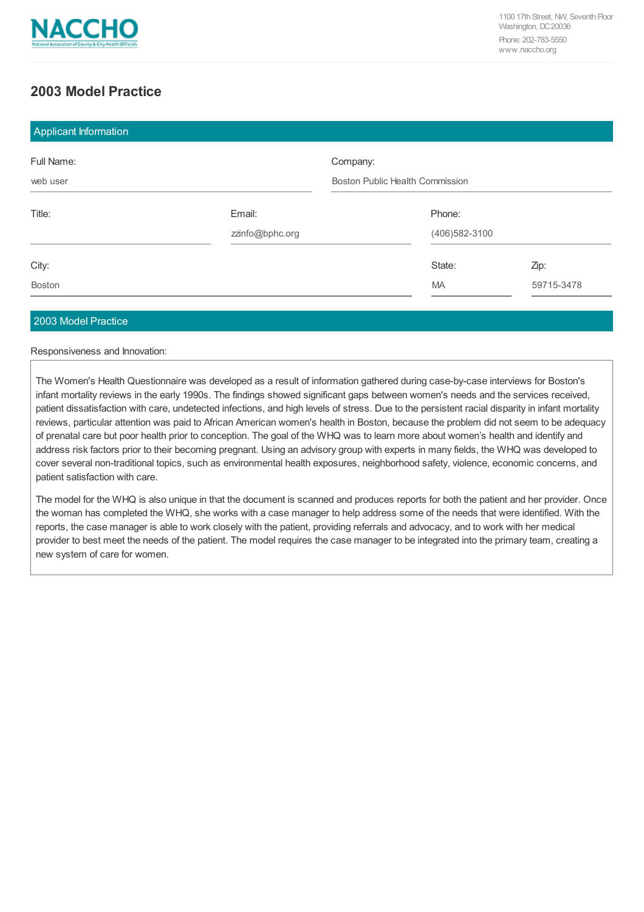NACCHO

National Association of County & City Health Officials

1100 17th Street, NW, Seventh Floor
Washington, DC 20036
Phone: 202-783-5550
www.naccho.org

# 2003 Model Practice

## Applicant Information

| Full Name: | Company: |
|---|---|
| web user | Boston Public Health Commission |

| Title: | Email: | Phone: |
|---|---|---|
| | zzinfo@bphc.org | (406)582-3100 |

| City: | State: | Zip: |
|---|---|---|
| Boston | MA | 59715-3478 |

## 2003 Model Practice

Responsiveness and Innovation:

The Women's Health Questionnaire was developed as a result of information gathered during case-by-case interviews for Boston's infant mortality reviews in the early 1990s. The findings showed significant gaps between women's needs and the services received, patient dissatisfaction with care, undetected infections, and high levels of stress. Due to the persistent racial disparity in infant mortality reviews, particular attention was paid to African American women's health in Boston, because the problem did not seem to be adequacy of prenatal care but poor health prior to conception. The goal of the WHQ was to learn more about women's health and identify and address risk factors prior to their becoming pregnant. Using an advisory group with experts in many fields, the WHQ was developed to cover several non-traditional topics, such as environmental health exposures, neighborhood safety, violence, economic concerns, and patient satisfaction with care.

The model for the WHQ is also unique in that the document is scanned and produces reports for both the patient and her provider. Once the woman has completed the WHQ, she works with a case manager to help address some of the needs that were identified. With the reports, the case manager is able to work closely with the patient, providing referrals and advocacy, and to work with her medical provider to best meet the needs of the patient. The model requires the case manager to be integrated into the primary team, creating a new system of care for women.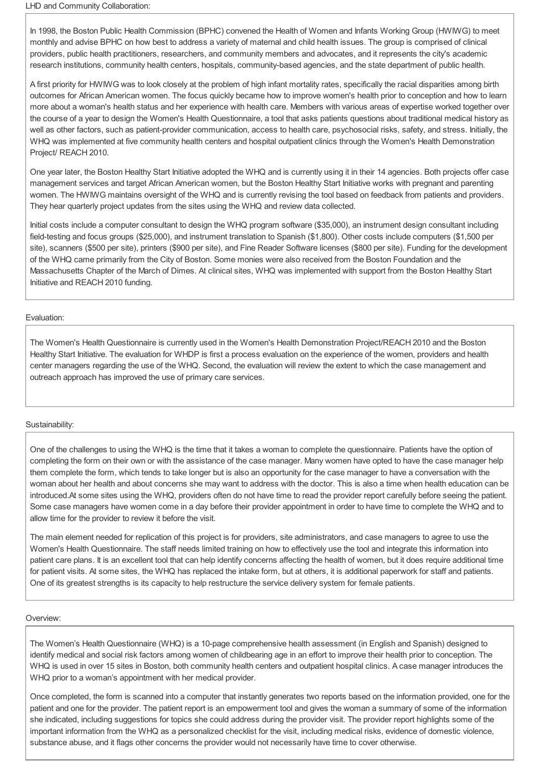LHD and Community Collaboration:

In 1998, the Boston Public Health Commission (BPHC) convened the Health of Women and Infants Working Group (HWIWG) to meet monthly and advise BPHC on how best to address a variety of maternal and child health issues. The group is comprised of clinical providers, public health practitioners, researchers, and community members and advocates, and it represents the city's academic research institutions, community health centers, hospitals, community-based agencies, and the state department of public health.

A first priority for HWIWG was to look closely at the problem of high infant mortality rates, specifically the racial disparities among birth outcomes for African American women. The focus quickly became how to improve women's health prior to conception and how to learn more about a woman's health status and her experience with health care. Members with various areas of expertise worked together over the course of a year to design the Women's Health Questionnaire, a tool that asks patients questions about traditional medical history as well as other factors, such as patient-provider communication, access to health care, psychosocial risks, safety, and stress. Initially, the WHQ was implemented at five community health centers and hospital outpatient clinics through the Women's Health Demonstration Project/ REACH 2010.

One year later, the Boston Healthy Start Initiative adopted the WHQ and is currently using it in their 14 agencies. Both projects offer case management services and target African American women, but the Boston Healthy Start Initiative works with pregnant and parenting women. The HWIWG maintains oversight of the WHQ and is currently revising the tool based on feedback from patients and providers. They hear quarterly project updates from the sites using the WHQ and review data collected.

Initial costs include a computer consultant to design the WHQ program software ($35,000), an instrument design consultant including field-testing and focus groups ($25,000), and instrument translation to Spanish ($1,800). Other costs include computers ($1,500 per site), scanners ($500 per site), printers ($900 per site), and Fine Reader Software licenses ($800 per site). Funding for the development of the WHQ came primarily from the City of Boston. Some monies were also received from the Boston Foundation and the Massachusetts Chapter of the March of Dimes. At clinical sites, WHQ was implemented with support from the Boston Healthy Start Initiative and REACH 2010 funding.

Evaluation:

The Women's Health Questionnaire is currently used in the Women's Health Demonstration Project/REACH 2010 and the Boston Healthy Start Initiative. The evaluation for WHDP is first a process evaluation on the experience of the women, providers and health center managers regarding the use of the WHQ. Second, the evaluation will review the extent to which the case management and outreach approach has improved the use of primary care services.

Sustainability:

One of the challenges to using the WHQ is the time that it takes a woman to complete the questionnaire. Patients have the option of completing the form on their own or with the assistance of the case manager. Many women have opted to have the case manager help them complete the form, which tends to take longer but is also an opportunity for the case manager to have a conversation with the woman about her health and about concerns she may want to address with the doctor. This is also a time when health education can be introduced.At some sites using the WHQ, providers often do not have time to read the provider report carefully before seeing the patient. Some case managers have women come in a day before their provider appointment in order to have time to complete the WHQ and to allow time for the provider to review it before the visit.

The main element needed for replication of this project is for providers, site administrators, and case managers to agree to use the Women's Health Questionnaire. The staff needs limited training on how to effectively use the tool and integrate this information into patient care plans. It is an excellent tool that can help identify concerns affecting the health of women, but it does require additional time for patient visits. At some sites, the WHQ has replaced the intake form, but at others, it is additional paperwork for staff and patients. One of its greatest strengths is its capacity to help restructure the service delivery system for female patients.

Overview:

The Women's Health Questionnaire (WHQ) is a 10-page comprehensive health assessment (in English and Spanish) designed to identify medical and social risk factors among women of childbearing age in an effort to improve their health prior to conception. The WHQ is used in over 15 sites in Boston, both community health centers and outpatient hospital clinics. A case manager introduces the WHQ prior to a woman's appointment with her medical provider.

Once completed, the form is scanned into a computer that instantly generates two reports based on the information provided, one for the patient and one for the provider. The patient report is an empowerment tool and gives the woman a summary of some of the information she indicated, including suggestions for topics she could address during the provider visit. The provider report highlights some of the important information from the WHQ as a personalized checklist for the visit, including medical risks, evidence of domestic violence, substance abuse, and it flags other concerns the provider would not necessarily have time to cover otherwise.